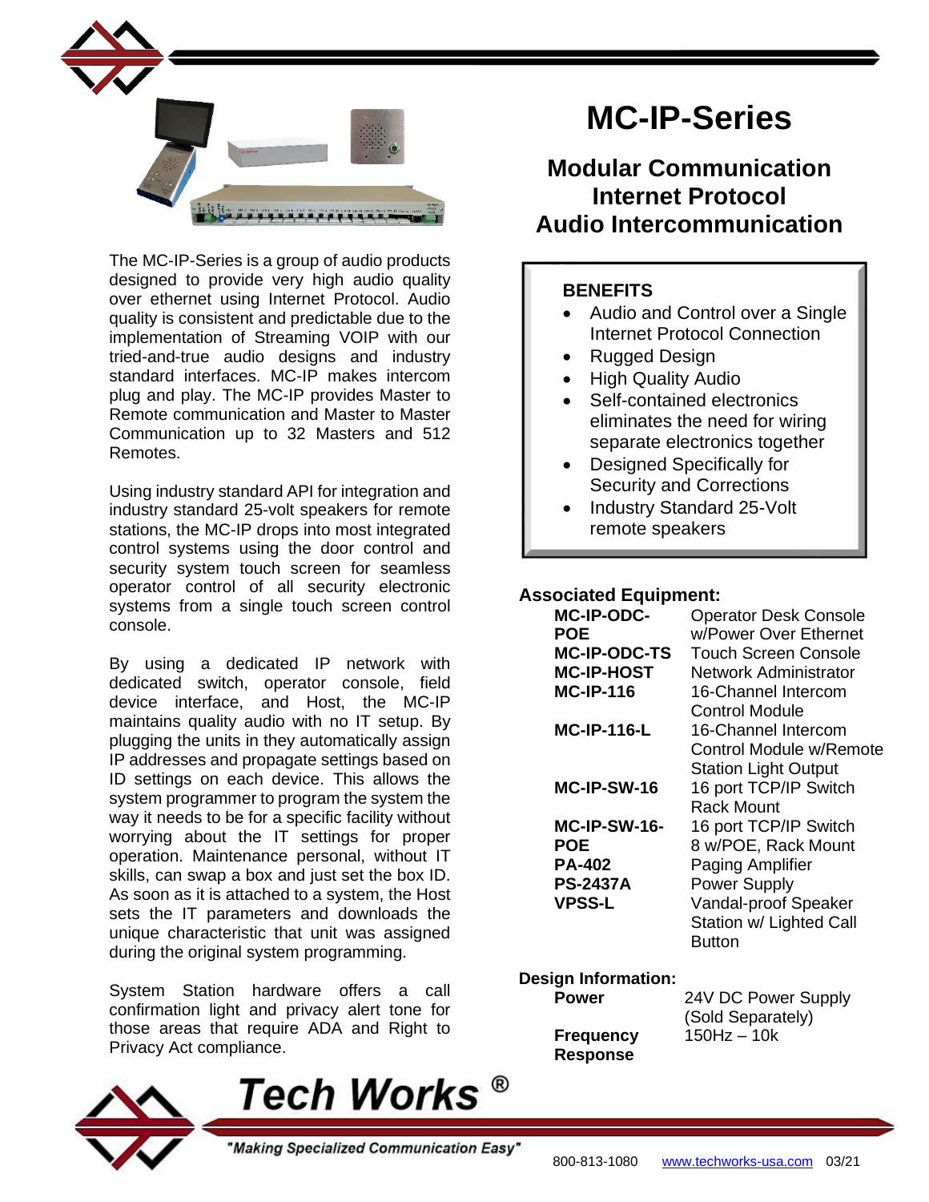# MC-IP-Series

## Modular Communication Internet Protocol Audio Intercommunication

The MC-IP-Series is a group of audio products designed to provide very high audio quality over ethernet using Internet Protocol. Audio quality is consistent and predictable due to the implementation of Streaming VOIP with our tried-and-true audio designs and industry standard interfaces. MC-IP makes intercom plug and play. The MC-IP provides Master to Remote communication and Master to Master Communication up to 32 Masters and 512 Remotes.

Using industry standard API for integration and industry standard 25-volt speakers for remote stations, the MC-IP drops into most integrated control systems using the door control and security system touch screen for seamless operator control of all security electronic systems from a single touch screen control console.

By using a dedicated IP network with dedicated switch, operator console, field device interface, and Host, the MC-IP maintains quality audio with no IT setup. By plugging the units in they automatically assign IP addresses and propagate settings based on ID settings on each device. This allows the system programmer to program the system the way it needs to be for a specific facility without worrying about the IT settings for proper operation. Maintenance personal, without IT skills, can swap a box and just set the box ID. As soon as it is attached to a system, the Host sets the IT parameters and downloads the unique characteristic that unit was assigned during the original system programming.

System Station hardware offers a call confirmation light and privacy alert tone for those areas that require ADA and Right to Privacy Act compliance.

### BENEFITS

- Audio and Control over a Single Internet Protocol Connection
- Rugged Design
- High Quality Audio
- Self-contained electronics eliminates the need for wiring separate electronics together
- Designed Specifically for Security and Corrections
- Industry Standard 25-Volt remote speakers

### Associated Equipment:

| | |
|---|---|
| **MC-IP-ODC-POE** | Operator Desk Console w/Power Over Ethernet |
| **MC-IP-ODC-TS** | Touch Screen Console |
| **MC-IP-HOST** | Network Administrator |
| **MC-IP-116** | 16-Channel Intercom Control Module |
| **MC-IP-116-L** | 16-Channel Intercom Control Module w/Remote Station Light Output |
| **MC-IP-SW-16** | 16 port TCP/IP Switch Rack Mount |
| **MC-IP-SW-16-POE** | 16 port TCP/IP Switch 8 w/POE, Rack Mount |
| **PA-402** | Paging Amplifier |
| **PS-2437A** | Power Supply |
| **VPSS-L** | Vandal-proof Speaker Station w/ Lighted Call Button |

### Design Information:

| | |
|---|---|
| **Power** | 24V DC Power Supply (Sold Separately) |
| **Frequency Response** | 150Hz – 10k |

**Tech Works** ®

*"Making Specialized Communication Easy"*

800-813-1080 www.techworks-usa.com 03/21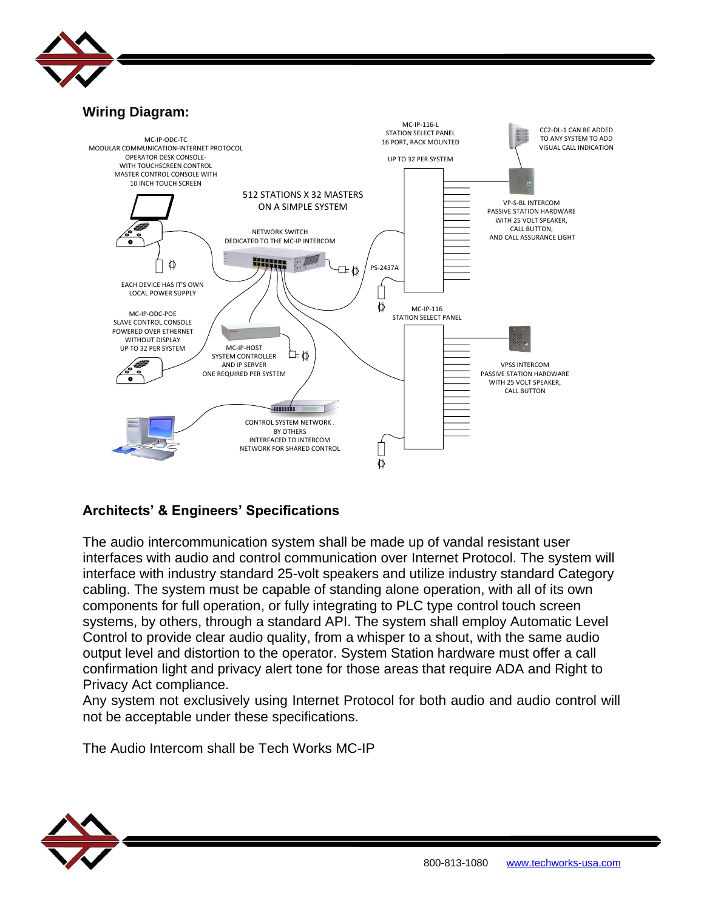## Wiring Diagram:

MC-IP-ODC-TC
MODULAR COMMUNICATION-INTERNET PROTOCOL
OPERATOR DESK CONSOLE-
WITH TOUCHSCREEN CONTROL
MASTER CONTROL CONSOLE WITH
10 INCH TOUCH SCREEN

512 STATIONS X 32 MASTERS
ON A SIMPLE SYSTEM

MC-IP-116-L
STATION SELECT PANEL
16 PORT, RACK MOUNTED

UP TO 32 PER SYSTEM

CC2-DL-1 CAN BE ADDED
TO ANY SYSTEM TO ADD
VISUAL CALL INDICATION

VP-S-BL INTERCOM
PASSIVE STATION HARDWARE
WITH 25 VOLT SPEAKER,
CALL BUTTON,
AND CALL ASSURANCE LIGHT

NETWORK SWITCH
DEDICATED TO THE MC-IP INTERCOM

PS-2437A

EACH DEVICE HAS IT'S OWN
LOCAL POWER SUPPLY

MC-IP-116
STATION SELECT PANEL

MC-IP-ODC-POE
SLAVE CONTROL CONSOLE
POWERED OVER ETHERNET
WITHOUT DISPLAY
UP TO 32 PER SYSTEM

MC-IP-HOST
SYSTEM CONTROLLER
AND IP SERVER
ONE REQUIRED PER SYSTEM

VPSS INTERCOM
PASSIVE STATION HARDWARE
WITH 25 VOLT SPEAKER,
CALL BUTTON

CONTROL SYSTEM NETWORK .
BY OTHERS
INTERFACED TO INTERCOM
NETWORK FOR SHARED CONTROL

## Architects' & Engineers' Specifications

The audio intercommunication system shall be made up of vandal resistant user interfaces with audio and control communication over Internet Protocol. The system will interface with industry standard 25-volt speakers and utilize industry standard Category cabling. The system must be capable of standing alone operation, with all of its own components for full operation, or fully integrating to PLC type control touch screen systems, by others, through a standard API. The system shall employ Automatic Level Control to provide clear audio quality, from a whisper to a shout, with the same audio output level and distortion to the operator. System Station hardware must offer a call confirmation light and privacy alert tone for those areas that require ADA and Right to Privacy Act compliance.
Any system not exclusively using Internet Protocol for both audio and audio control will not be acceptable under these specifications.

The Audio Intercom shall be Tech Works MC-IP

800-813-1080 www.techworks-usa.com